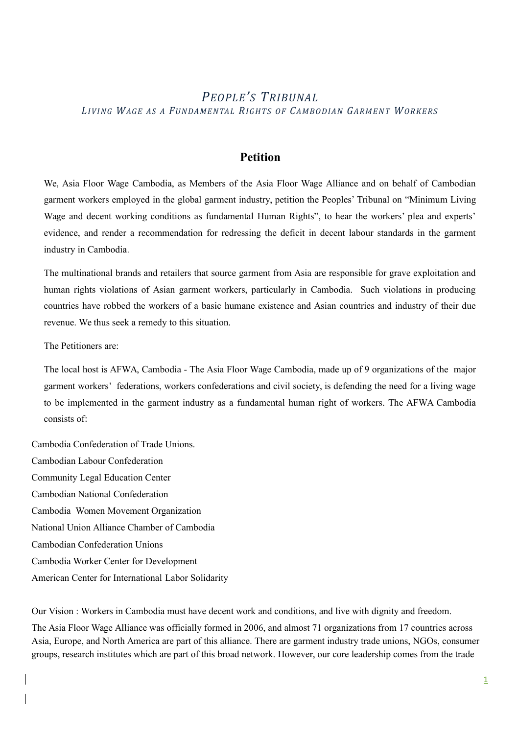# *People's Tribunal*

## *Living Wage as a Fundamental Rights of Cambodian Garment Workers*

## Petition

We, Asia Floor Wage Cambodia, as Members of the Asia Floor Wage Alliance and on behalf of Cambodian garment workers employed in the global garment industry, petition the Peoples' Tribunal on "Minimum Living Wage and decent working conditions as fundamental Human Rights", to hear the workers' plea and experts' evidence, and render a recommendation for redressing the deficit in decent labour standards in the garment industry in Cambodia.

The multinational brands and retailers that source garment from Asia are responsible for grave exploitation and human rights violations of Asian garment workers, particularly in Cambodia. Such violations in producing countries have robbed the workers of a basic humane existence and Asian countries and industry of their due revenue. We thus seek a remedy to this situation.

The Petitioners are:

The local host is AFWA, Cambodia - The Asia Floor Wage Cambodia, made up of 9 organizations of the major garment workers' federations, workers confederations and civil society, is defending the need for a living wage to be implemented in the garment industry as a fundamental human right of workers. The AFWA Cambodia consists of:

Cambodia Confederation of Trade Unions.
Cambodian Labour Confederation
Community Legal Education Center
Cambodian National Confederation
Cambodia Women Movement Organization
National Union Alliance Chamber of Cambodia
Cambodian Confederation Unions
Cambodia Worker Center for Development
American Center for International Labor Solidarity

Our Vision : Workers in Cambodia must have decent work and conditions, and live with dignity and freedom.

The Asia Floor Wage Alliance was officially formed in 2006, and almost 71 organizations from 17 countries across Asia, Europe, and North America are part of this alliance. There are garment industry trade unions, NGOs, consumer groups, research institutes which are part of this broad network. However, our core leadership comes from the trade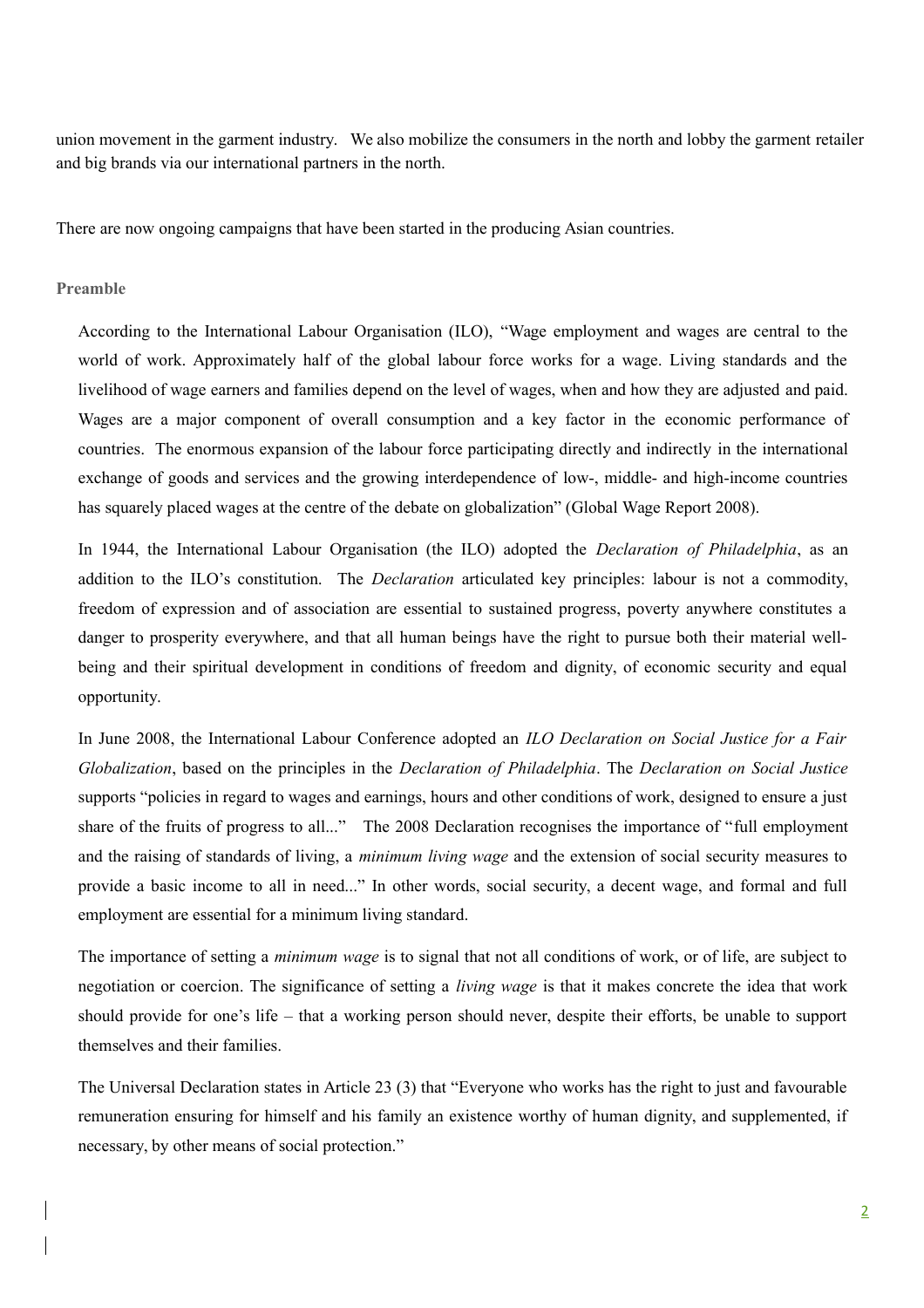union movement in the garment industry. We also mobilize the consumers in the north and lobby the garment retailer and big brands via our international partners in the north.

There are now ongoing campaigns that have been started in the producing Asian countries.

**Preamble**

According to the International Labour Organisation (ILO), "Wage employment and wages are central to the world of work. Approximately half of the global labour force works for a wage. Living standards and the livelihood of wage earners and families depend on the level of wages, when and how they are adjusted and paid. Wages are a major component of overall consumption and a key factor in the economic performance of countries. The enormous expansion of the labour force participating directly and indirectly in the international exchange of goods and services and the growing interdependence of low-, middle- and high-income countries has squarely placed wages at the centre of the debate on globalization" (Global Wage Report 2008).

In 1944, the International Labour Organisation (the ILO) adopted the *Declaration of Philadelphia*, as an addition to the ILO's constitution. The *Declaration* articulated key principles: labour is not a commodity, freedom of expression and of association are essential to sustained progress, poverty anywhere constitutes a danger to prosperity everywhere, and that all human beings have the right to pursue both their material well-being and their spiritual development in conditions of freedom and dignity, of economic security and equal opportunity.

In June 2008, the International Labour Conference adopted an *ILO Declaration on Social Justice for a Fair Globalization*, based on the principles in the *Declaration of Philadelphia*. The *Declaration on Social Justice* supports "policies in regard to wages and earnings, hours and other conditions of work, designed to ensure a just share of the fruits of progress to all..." The 2008 Declaration recognises the importance of "full employment and the raising of standards of living, a *minimum living wage* and the extension of social security measures to provide a basic income to all in need..." In other words, social security, a decent wage, and formal and full employment are essential for a minimum living standard.

The importance of setting a *minimum wage* is to signal that not all conditions of work, or of life, are subject to negotiation or coercion. The significance of setting a *living wage* is that it makes concrete the idea that work should provide for one's life – that a working person should never, despite their efforts, be unable to support themselves and their families.

The Universal Declaration states in Article 23 (3) that "Everyone who works has the right to just and favourable remuneration ensuring for himself and his family an existence worthy of human dignity, and supplemented, if necessary, by other means of social protection."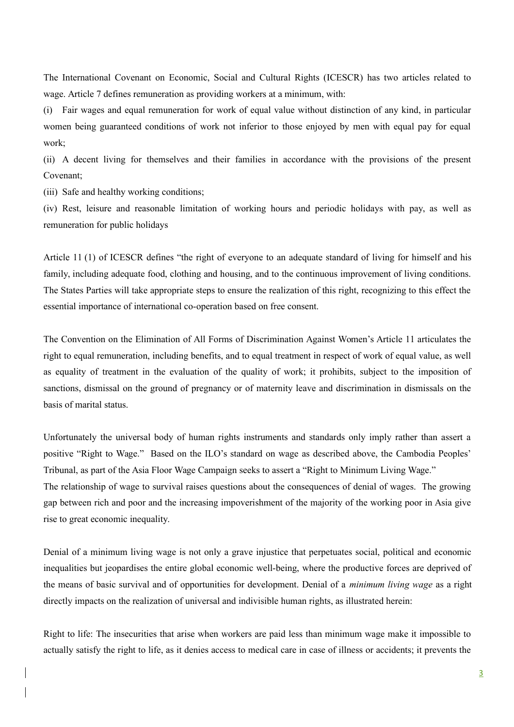The International Covenant on Economic, Social and Cultural Rights (ICESCR) has two articles related to wage. Article 7 defines remuneration as providing workers at a minimum, with:

(i) Fair wages and equal remuneration for work of equal value without distinction of any kind, in particular women being guaranteed conditions of work not inferior to those enjoyed by men with equal pay for equal work;

(ii) A decent living for themselves and their families in accordance with the provisions of the present Covenant;

(iii) Safe and healthy working conditions;

(iv) Rest, leisure and reasonable limitation of working hours and periodic holidays with pay, as well as remuneration for public holidays

Article 11 (1) of ICESCR defines "the right of everyone to an adequate standard of living for himself and his family, including adequate food, clothing and housing, and to the continuous improvement of living conditions. The States Parties will take appropriate steps to ensure the realization of this right, recognizing to this effect the essential importance of international co-operation based on free consent.

The Convention on the Elimination of All Forms of Discrimination Against Women's Article 11 articulates the right to equal remuneration, including benefits, and to equal treatment in respect of work of equal value, as well as equality of treatment in the evaluation of the quality of work; it prohibits, subject to the imposition of sanctions, dismissal on the ground of pregnancy or of maternity leave and discrimination in dismissals on the basis of marital status.

Unfortunately the universal body of human rights instruments and standards only imply rather than assert a positive "Right to Wage." Based on the ILO's standard on wage as described above, the Cambodia Peoples' Tribunal, as part of the Asia Floor Wage Campaign seeks to assert a "Right to Minimum Living Wage."
The relationship of wage to survival raises questions about the consequences of denial of wages. The growing gap between rich and poor and the increasing impoverishment of the majority of the working poor in Asia give rise to great economic inequality.

Denial of a minimum living wage is not only a grave injustice that perpetuates social, political and economic inequalities but jeopardises the entire global economic well-being, where the productive forces are deprived of the means of basic survival and of opportunities for development. Denial of a *minimum living wage* as a right directly impacts on the realization of universal and indivisible human rights, as illustrated herein:

Right to life: The insecurities that arise when workers are paid less than minimum wage make it impossible to actually satisfy the right to life, as it denies access to medical care in case of illness or accidents; it prevents the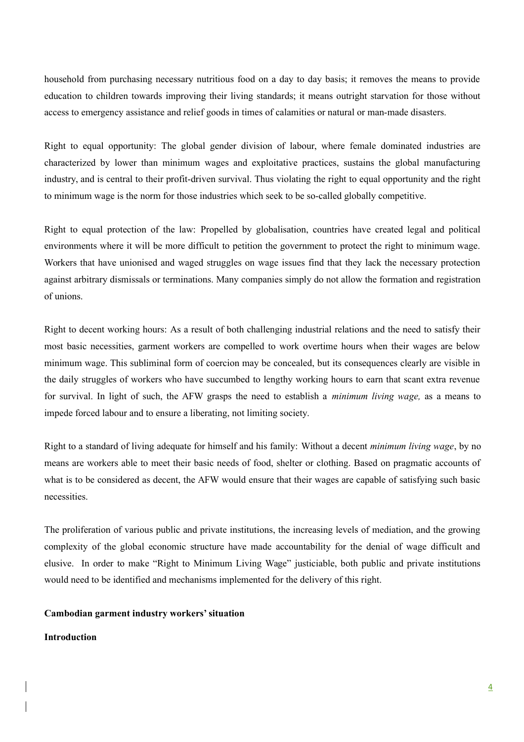household from purchasing necessary nutritious food on a day to day basis; it removes the means to provide education to children towards improving their living standards; it means outright starvation for those without access to emergency assistance and relief goods in times of calamities or natural or man-made disasters.

Right to equal opportunity: The global gender division of labour, where female dominated industries are characterized by lower than minimum wages and exploitative practices, sustains the global manufacturing industry, and is central to their profit-driven survival. Thus violating the right to equal opportunity and the right to minimum wage is the norm for those industries which seek to be so-called globally competitive.

Right to equal protection of the law: Propelled by globalisation, countries have created legal and political environments where it will be more difficult to petition the government to protect the right to minimum wage. Workers that have unionised and waged struggles on wage issues find that they lack the necessary protection against arbitrary dismissals or terminations. Many companies simply do not allow the formation and registration of unions.

Right to decent working hours: As a result of both challenging industrial relations and the need to satisfy their most basic necessities, garment workers are compelled to work overtime hours when their wages are below minimum wage. This subliminal form of coercion may be concealed, but its consequences clearly are visible in the daily struggles of workers who have succumbed to lengthy working hours to earn that scant extra revenue for survival. In light of such, the AFW grasps the need to establish a *minimum living wage,* as a means to impede forced labour and to ensure a liberating, not limiting society.

Right to a standard of living adequate for himself and his family: Without a decent *minimum living wage*, by no means are workers able to meet their basic needs of food, shelter or clothing. Based on pragmatic accounts of what is to be considered as decent, the AFW would ensure that their wages are capable of satisfying such basic necessities.

The proliferation of various public and private institutions, the increasing levels of mediation, and the growing complexity of the global economic structure have made accountability for the denial of wage difficult and elusive. In order to make "Right to Minimum Living Wage" justiciable, both public and private institutions would need to be identified and mechanisms implemented for the delivery of this right.

**Cambodian garment industry workers' situation**

**Introduction**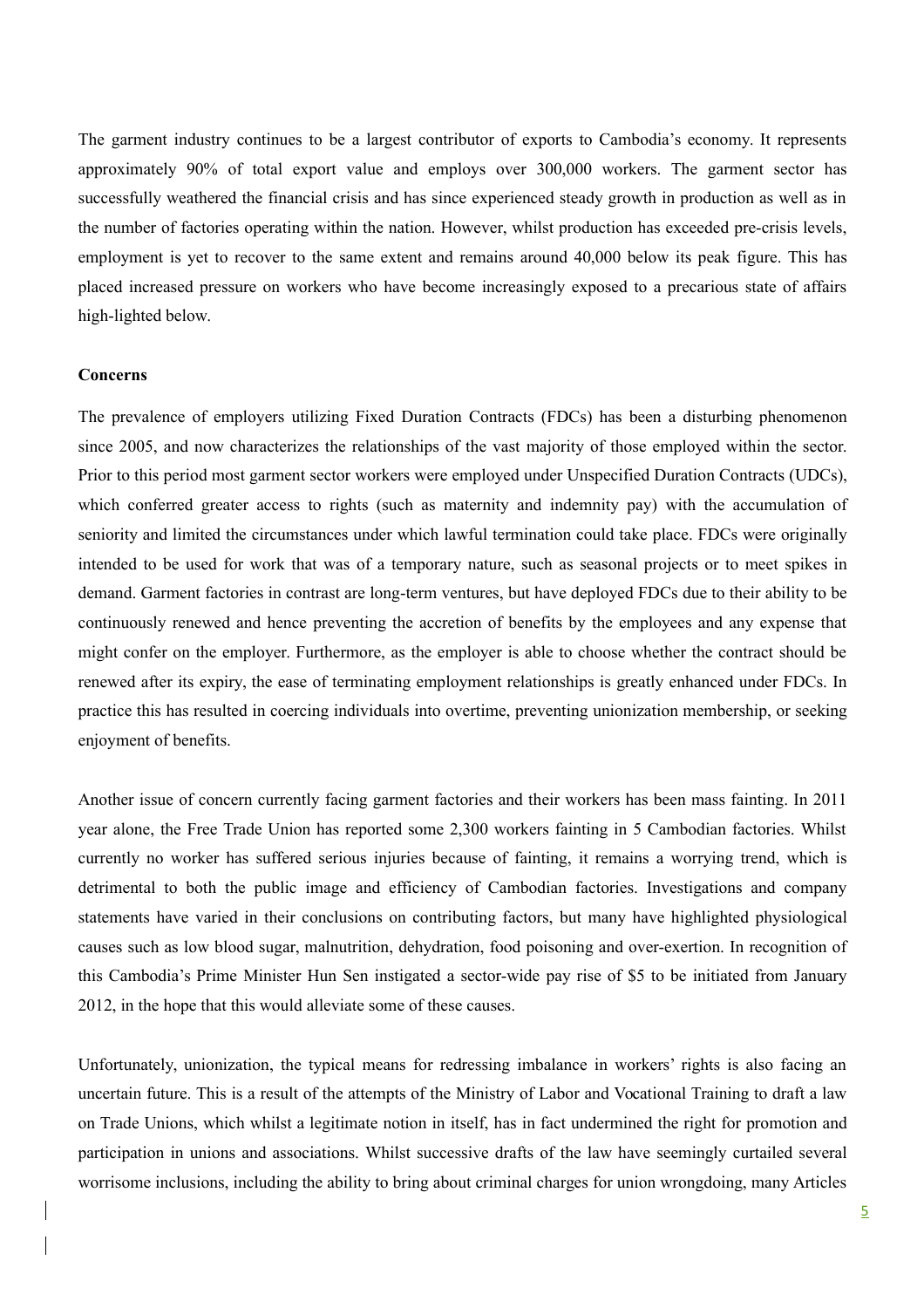The garment industry continues to be a largest contributor of exports to Cambodia's economy. It represents approximately 90% of total export value and employs over 300,000 workers. The garment sector has successfully weathered the financial crisis and has since experienced steady growth in production as well as in the number of factories operating within the nation. However, whilst production has exceeded pre-crisis levels, employment is yet to recover to the same extent and remains around 40,000 below its peak figure. This has placed increased pressure on workers who have become increasingly exposed to a precarious state of affairs high-lighted below.

**Concerns**

The prevalence of employers utilizing Fixed Duration Contracts (FDCs) has been a disturbing phenomenon since 2005, and now characterizes the relationships of the vast majority of those employed within the sector. Prior to this period most garment sector workers were employed under Unspecified Duration Contracts (UDCs), which conferred greater access to rights (such as maternity and indemnity pay) with the accumulation of seniority and limited the circumstances under which lawful termination could take place. FDCs were originally intended to be used for work that was of a temporary nature, such as seasonal projects or to meet spikes in demand. Garment factories in contrast are long-term ventures, but have deployed FDCs due to their ability to be continuously renewed and hence preventing the accretion of benefits by the employees and any expense that might confer on the employer. Furthermore, as the employer is able to choose whether the contract should be renewed after its expiry, the ease of terminating employment relationships is greatly enhanced under FDCs. In practice this has resulted in coercing individuals into overtime, preventing unionization membership, or seeking enjoyment of benefits.

Another issue of concern currently facing garment factories and their workers has been mass fainting. In 2011 year alone, the Free Trade Union has reported some 2,300 workers fainting in 5 Cambodian factories. Whilst currently no worker has suffered serious injuries because of fainting, it remains a worrying trend, which is detrimental to both the public image and efficiency of Cambodian factories. Investigations and company statements have varied in their conclusions on contributing factors, but many have highlighted physiological causes such as low blood sugar, malnutrition, dehydration, food poisoning and over-exertion. In recognition of this Cambodia's Prime Minister Hun Sen instigated a sector-wide pay rise of $5 to be initiated from January 2012, in the hope that this would alleviate some of these causes.

Unfortunately, unionization, the typical means for redressing imbalance in workers' rights is also facing an uncertain future. This is a result of the attempts of the Ministry of Labor and Vocational Training to draft a law on Trade Unions, which whilst a legitimate notion in itself, has in fact undermined the right for promotion and participation in unions and associations. Whilst successive drafts of the law have seemingly curtailed several worrisome inclusions, including the ability to bring about criminal charges for union wrongdoing, many Articles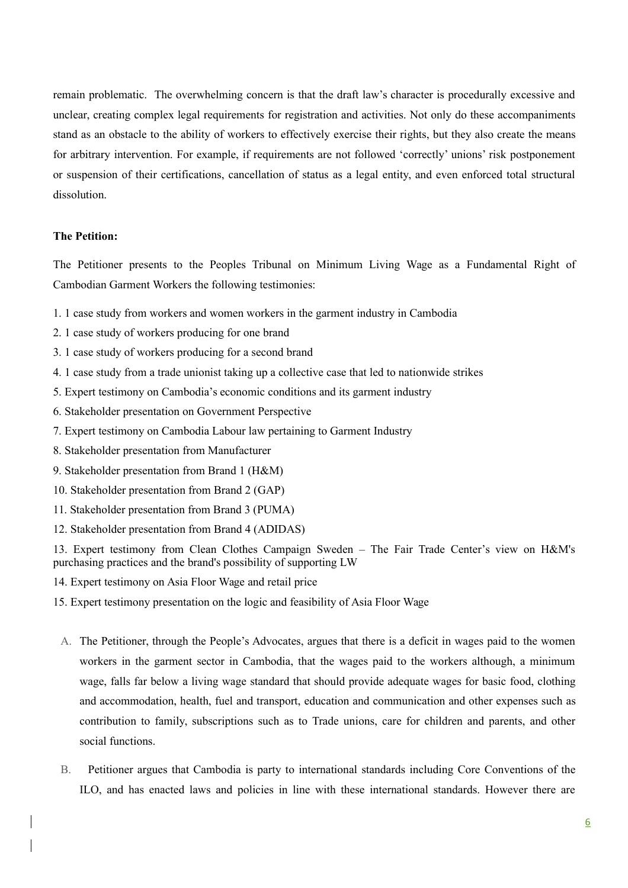remain problematic. The overwhelming concern is that the draft law's character is procedurally excessive and unclear, creating complex legal requirements for registration and activities. Not only do these accompaniments stand as an obstacle to the ability of workers to effectively exercise their rights, but they also create the means for arbitrary intervention. For example, if requirements are not followed 'correctly' unions' risk postponement or suspension of their certifications, cancellation of status as a legal entity, and even enforced total structural dissolution.

**The Petition:**

The Petitioner presents to the Peoples Tribunal on Minimum Living Wage as a Fundamental Right of Cambodian Garment Workers the following testimonies:

1. 1 case study from workers and women workers in the garment industry in Cambodia
2. 1 case study of workers producing for one brand
3. 1 case study of workers producing for a second brand
4. 1 case study from a trade unionist taking up a collective case that led to nationwide strikes
5. Expert testimony on Cambodia's economic conditions and its garment industry
6. Stakeholder presentation on Government Perspective
7. Expert testimony on Cambodia Labour law pertaining to Garment Industry
8. Stakeholder presentation from Manufacturer
9. Stakeholder presentation from Brand 1 (H&M)
10. Stakeholder presentation from Brand 2 (GAP)
11. Stakeholder presentation from Brand 3 (PUMA)
12. Stakeholder presentation from Brand 4 (ADIDAS)
13. Expert testimony from Clean Clothes Campaign Sweden – The Fair Trade Center's view on H&M's purchasing practices and the brand's possibility of supporting LW
14. Expert testimony on Asia Floor Wage and retail price
15. Expert testimony presentation on the logic and feasibility of Asia Floor Wage

A. The Petitioner, through the People's Advocates, argues that there is a deficit in wages paid to the women workers in the garment sector in Cambodia, that the wages paid to the workers although, a minimum wage, falls far below a living wage standard that should provide adequate wages for basic food, clothing and accommodation, health, fuel and transport, education and communication and other expenses such as contribution to family, subscriptions such as to Trade unions, care for children and parents, and other social functions.

B. Petitioner argues that Cambodia is party to international standards including Core Conventions of the ILO, and has enacted laws and policies in line with these international standards. However there are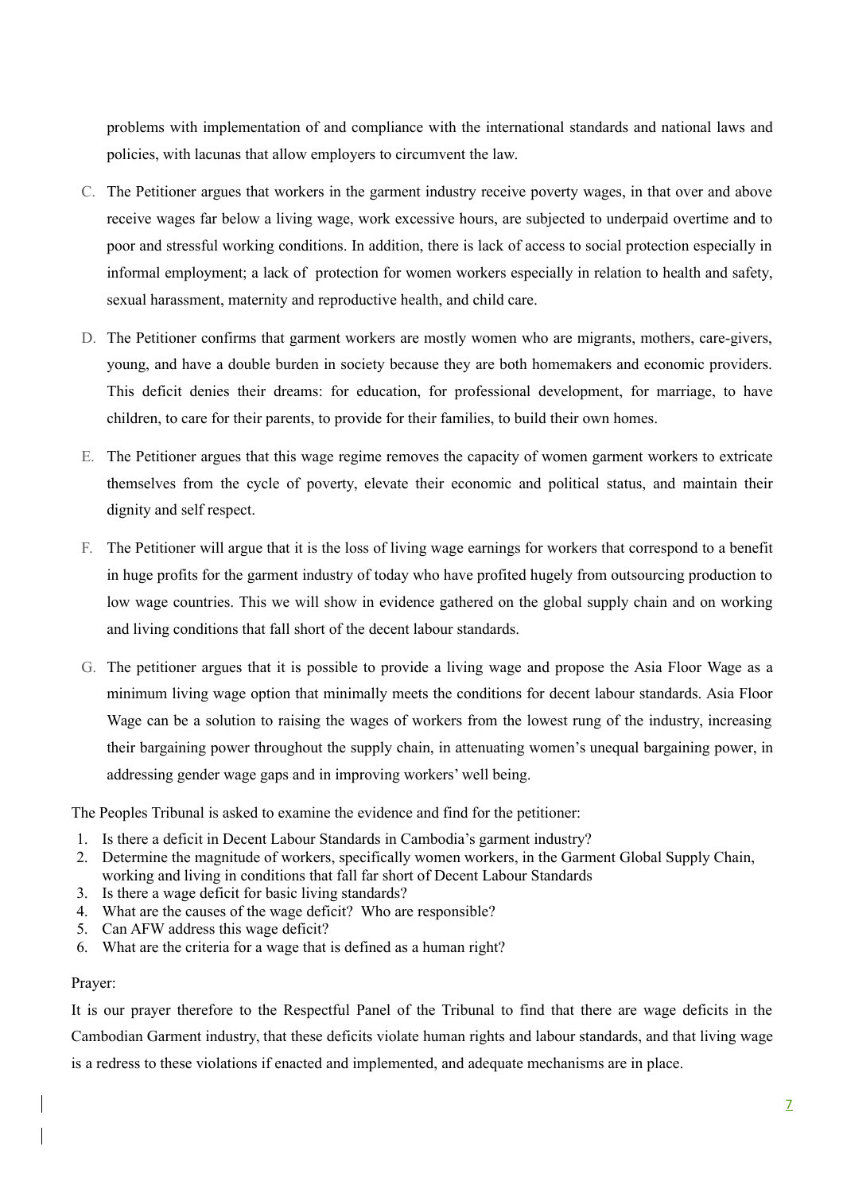problems with implementation of and compliance with the international standards and national laws and policies, with lacunas that allow employers to circumvent the law.

C. The Petitioner argues that workers in the garment industry receive poverty wages, in that over and above receive wages far below a living wage, work excessive hours, are subjected to underpaid overtime and to poor and stressful working conditions. In addition, there is lack of access to social protection especially in informal employment; a lack of protection for women workers especially in relation to health and safety, sexual harassment, maternity and reproductive health, and child care.

D. The Petitioner confirms that garment workers are mostly women who are migrants, mothers, care-givers, young, and have a double burden in society because they are both homemakers and economic providers. This deficit denies their dreams: for education, for professional development, for marriage, to have children, to care for their parents, to provide for their families, to build their own homes.

E. The Petitioner argues that this wage regime removes the capacity of women garment workers to extricate themselves from the cycle of poverty, elevate their economic and political status, and maintain their dignity and self respect.

F. The Petitioner will argue that it is the loss of living wage earnings for workers that correspond to a benefit in huge profits for the garment industry of today who have profited hugely from outsourcing production to low wage countries. This we will show in evidence gathered on the global supply chain and on working and living conditions that fall short of the decent labour standards.

G. The petitioner argues that it is possible to provide a living wage and propose the Asia Floor Wage as a minimum living wage option that minimally meets the conditions for decent labour standards. Asia Floor Wage can be a solution to raising the wages of workers from the lowest rung of the industry, increasing their bargaining power throughout the supply chain, in attenuating women's unequal bargaining power, in addressing gender wage gaps and in improving workers' well being.

The Peoples Tribunal is asked to examine the evidence and find for the petitioner:

1. Is there a deficit in Decent Labour Standards in Cambodia's garment industry?
2. Determine the magnitude of workers, specifically women workers, in the Garment Global Supply Chain, working and living in conditions that fall far short of Decent Labour Standards
3. Is there a wage deficit for basic living standards?
4. What are the causes of the wage deficit? Who are responsible?
5. Can AFW address this wage deficit?
6. What are the criteria for a wage that is defined as a human right?

Prayer:

It is our prayer therefore to the Respectful Panel of the Tribunal to find that there are wage deficits in the Cambodian Garment industry, that these deficits violate human rights and labour standards, and that living wage is a redress to these violations if enacted and implemented, and adequate mechanisms are in place.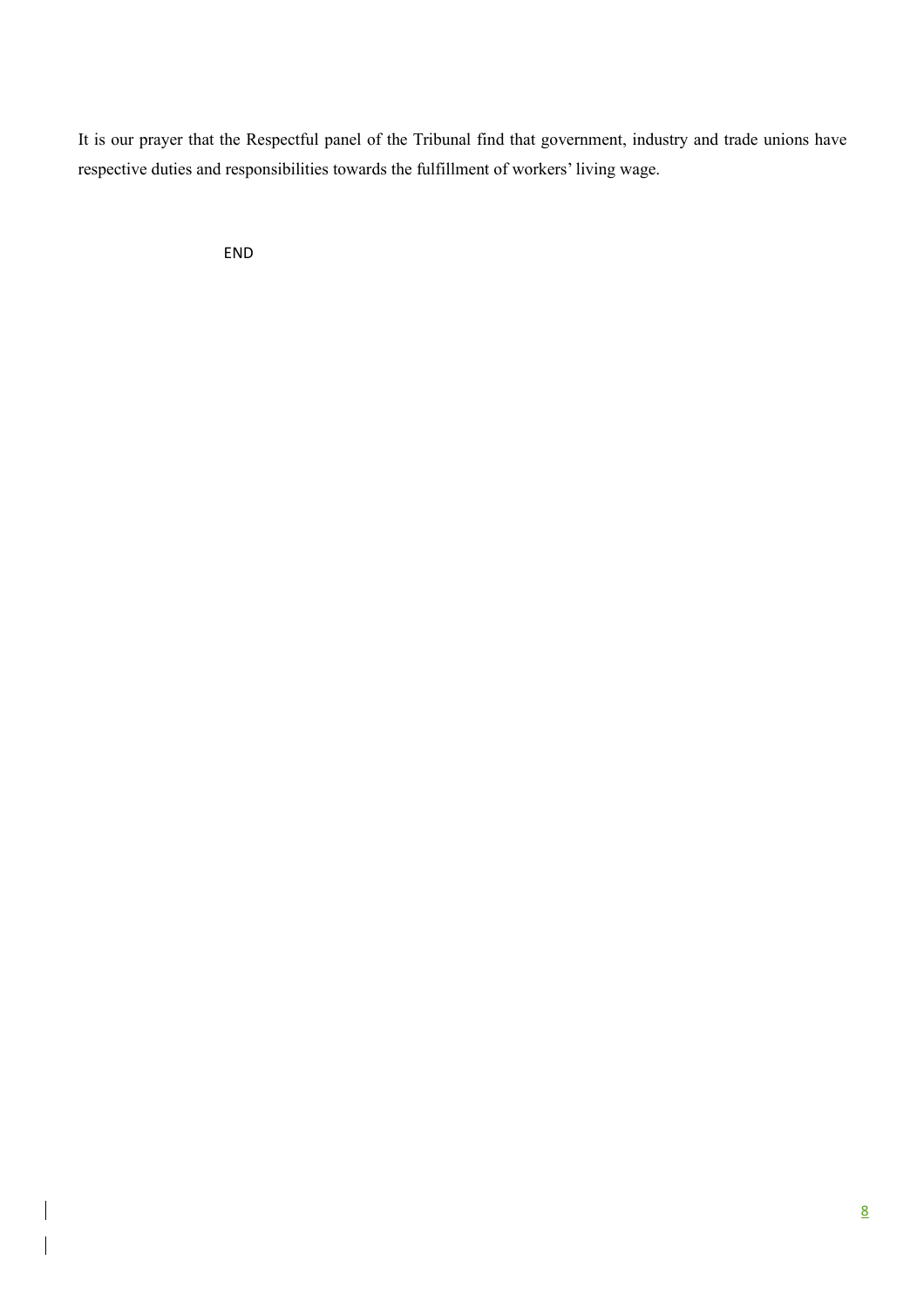It is our prayer that the Respectful panel of the Tribunal find that government, industry and trade unions have respective duties and responsibilities towards the fulfillment of workers' living wage.

END